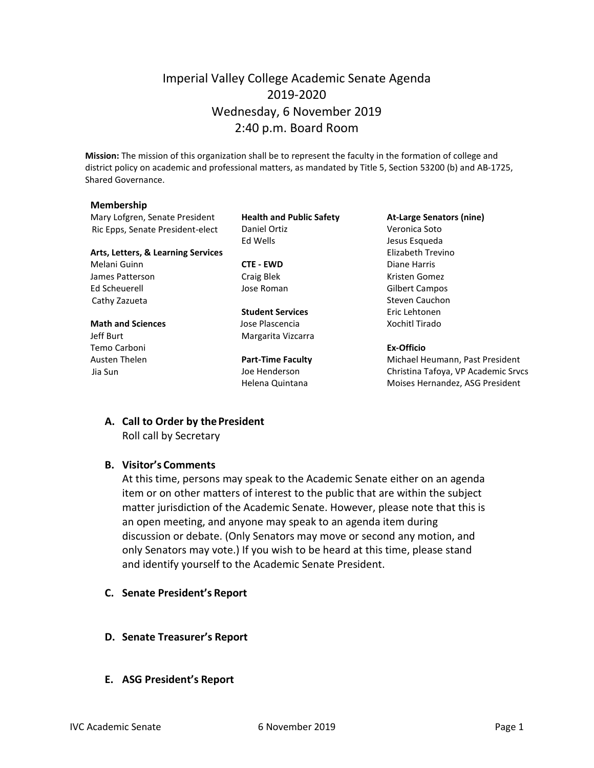# Imperial Valley College Academic Senate Agenda
## 2019-2020
## Wednesday, 6 November 2019
## 2:40 p.m. Board Room

**Mission:** The mission of this organization shall be to represent the faculty in the formation of college and district policy on academic and professional matters, as mandated by Title 5, Section 53200 (b) and AB-1725, Shared Governance.

**Membership**

Mary Lofgren, Senate President
Ric Epps, Senate President-elect

**Arts, Letters, & Learning Services**
Melani Guinn
James Patterson
Ed Scheuerell
Cathy Zazueta

**Math and Sciences**
Jeff Burt
Temo Carboni
Austen Thelen
Jia Sun

**Health and Public Safety**
Daniel Ortiz
Ed Wells

**CTE - EWD**
Craig Blek
Jose Roman

**Student Services**
Jose Plascencia
Margarita Vizcarra

**Part-Time Faculty**
Joe Henderson
Helena Quintana

**At-Large Senators (nine)**
Veronica Soto
Jesus Esqueda
Elizabeth Trevino
Diane Harris
Kristen Gomez
Gilbert Campos
Steven Cauchon
Eric Lehtonen
Xochitl Tirado

**Ex-Officio**
Michael Heumann, Past President
Christina Tafoya, VP Academic Srvcs
Moises Hernandez, ASG President

**A. Call to Order by the President**
Roll call by Secretary

**B. Visitor's Comments**
At this time, persons may speak to the Academic Senate either on an agenda item or on other matters of interest to the public that are within the subject matter jurisdiction of the Academic Senate. However, please note that this is an open meeting, and anyone may speak to an agenda item during discussion or debate. (Only Senators may move or second any motion, and only Senators may vote.) If you wish to be heard at this time, please stand and identify yourself to the Academic Senate President.

**C. Senate President's Report**

**D. Senate Treasurer's Report**

**E. ASG President's Report**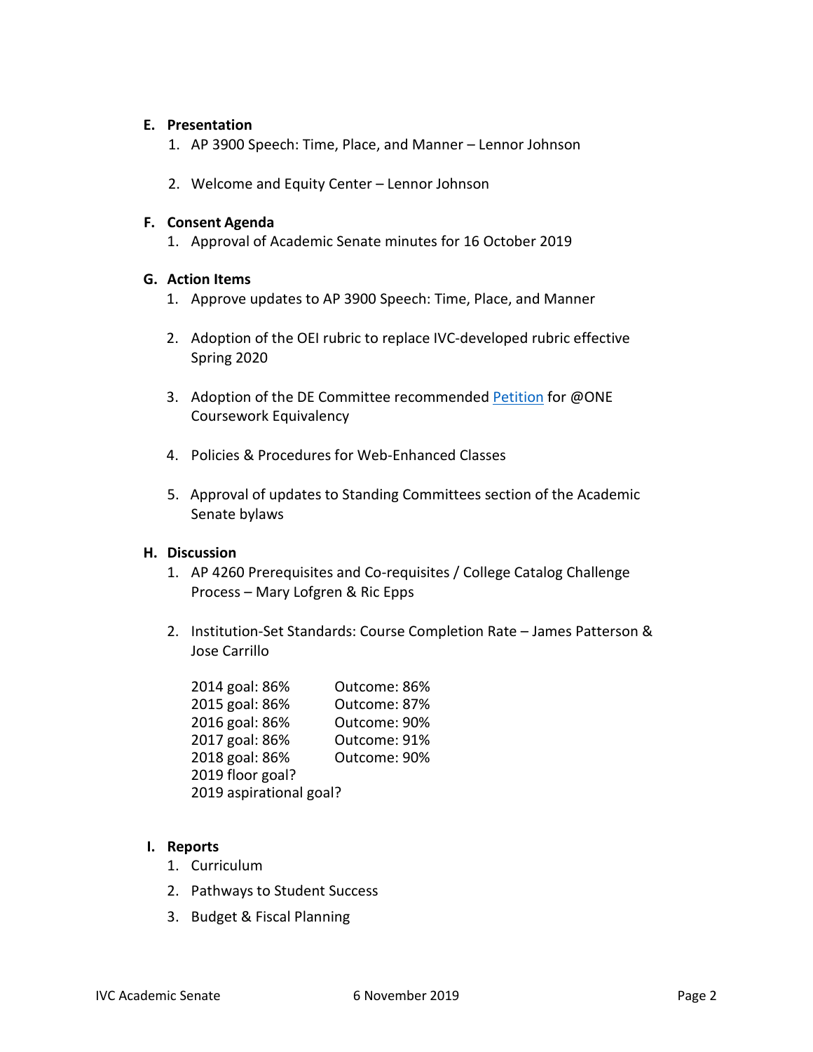**E. Presentation**

1. AP 3900 Speech: Time, Place, and Manner – Lennor Johnson
2. Welcome and Equity Center – Lennor Johnson

**F. Consent Agenda**

1. Approval of Academic Senate minutes for 16 October 2019

**G. Action Items**

1. Approve updates to AP 3900 Speech: Time, Place, and Manner
2. Adoption of the OEI rubric to replace IVC-developed rubric effective Spring 2020
3. Adoption of the DE Committee recommended Petition for @ONE Coursework Equivalency
4. Policies & Procedures for Web-Enhanced Classes
5. Approval of updates to Standing Committees section of the Academic Senate bylaws

**H. Discussion**

1. AP 4260 Prerequisites and Co-requisites / College Catalog Challenge Process – Mary Lofgren & Ric Epps
2. Institution-Set Standards: Course Completion Rate – James Patterson & Jose Carrillo

   | | |
   |---|---|
   | 2014 goal: 86% | Outcome: 86% |
   | 2015 goal: 86% | Outcome: 87% |
   | 2016 goal: 86% | Outcome: 90% |
   | 2017 goal: 86% | Outcome: 91% |
   | 2018 goal: 86% | Outcome: 90% |
   | 2019 floor goal? | |
   | 2019 aspirational goal? | |

**I. Reports**

1. Curriculum
2. Pathways to Student Success
3. Budget & Fiscal Planning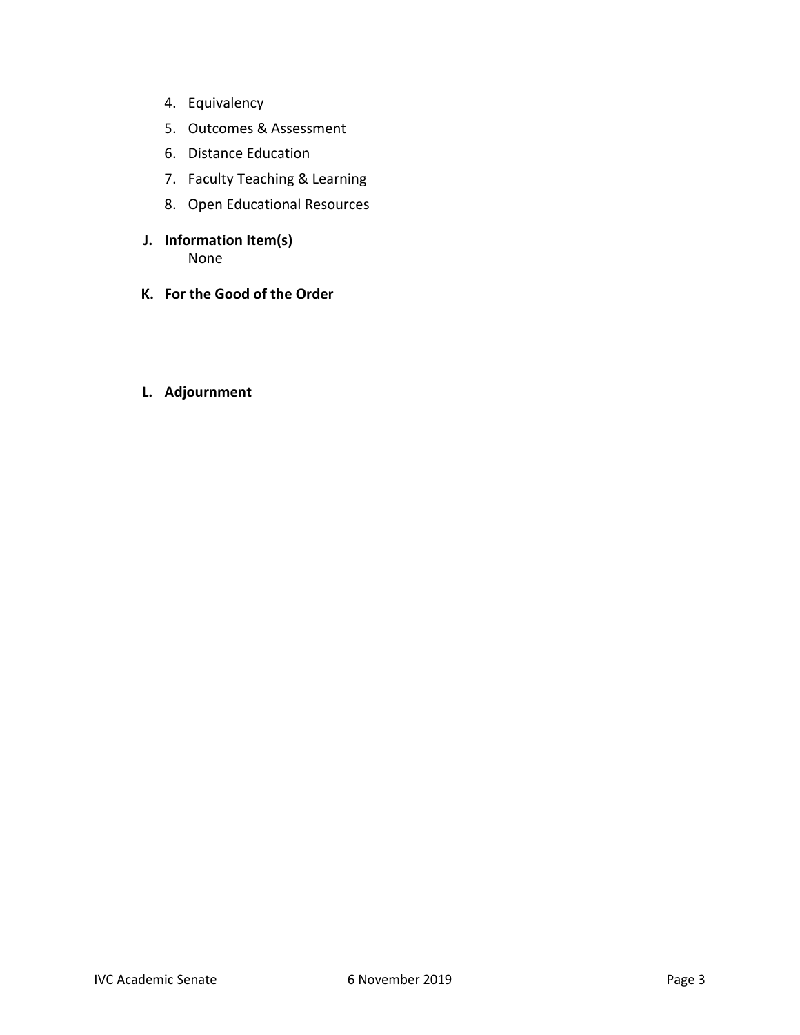4. Equivalency
5. Outcomes & Assessment
6. Distance Education
7. Faculty Teaching & Learning
8. Open Educational Resources

**J. Information Item(s)**

None

**K. For the Good of the Order**

**L. Adjournment**